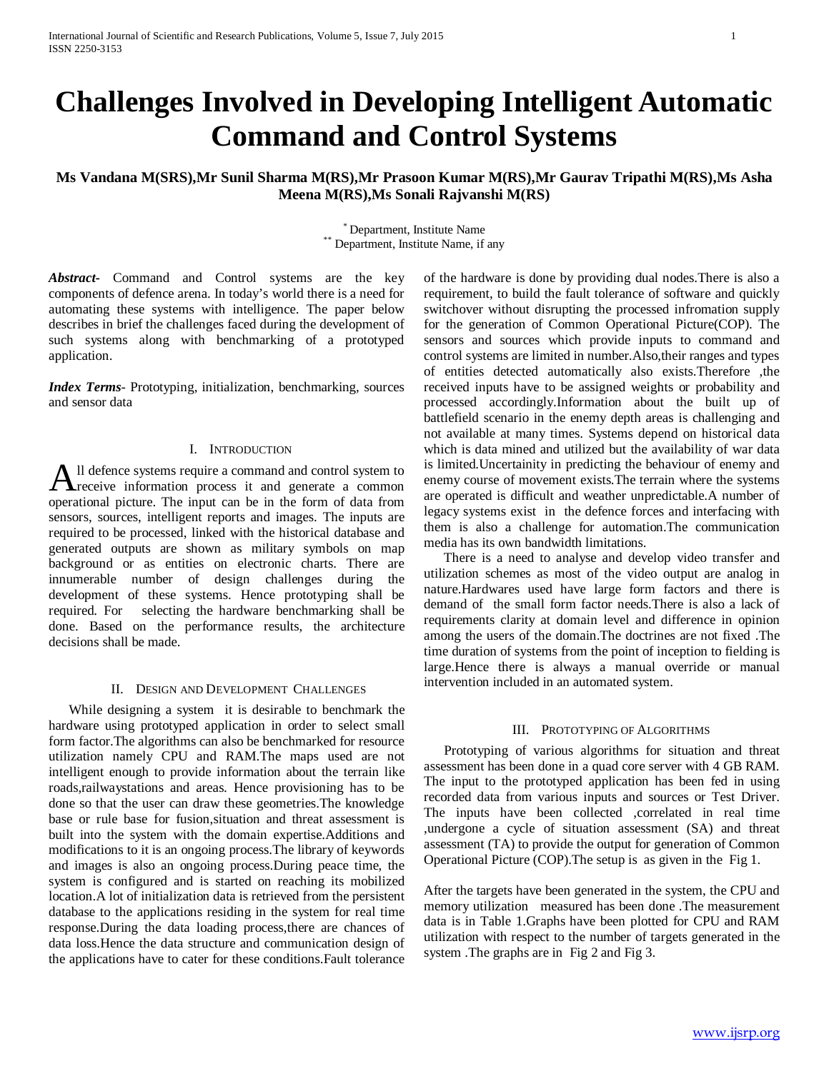# Challenges Involved in Developing Intelligent Automatic Command and Control Systems

**Ms Vandana M(SRS),Mr Sunil Sharma M(RS),Mr Prasoon Kumar M(RS),Mr Gaurav Tripathi M(RS),Ms Asha Meena M(RS),Ms Sonali Rajvanshi M(RS)**

[*] Department, Institute Name
[**] Department, Institute Name, if any

***Abstract*-** Command and Control systems are the key components of defence arena. In today's world there is a need for automating these systems with intelligence. The paper below describes in brief the challenges faced during the development of such systems along with benchmarking of a prototyped application.

***Index Terms*-** Prototyping, initialization, benchmarking, sources and sensor data

## I. Introduction

All defence systems require a command and control system to receive information process it and generate a common operational picture. The input can be in the form of data from sensors, sources, intelligent reports and images. The inputs are required to be processed, linked with the historical database and generated outputs are shown as military symbols on map background or as entities on electronic charts. There are innumerable number of design challenges during the development of these systems. Hence prototyping shall be required. For selecting the hardware benchmarking shall be done. Based on the performance results, the architecture decisions shall be made.

## II. Design and Development Challenges

While designing a system it is desirable to benchmark the hardware using prototyped application in order to select small form factor.The algorithms can also be benchmarked for resource utilization namely CPU and RAM.The maps used are not intelligent enough to provide information about the terrain like roads,railwaystations and areas. Hence provisioning has to be done so that the user can draw these geometries.The knowledge base or rule base for fusion,situation and threat assessment is built into the system with the domain expertise.Additions and modifications to it is an ongoing process.The library of keywords and images is also an ongoing process.During peace time, the system is configured and is started on reaching its mobilized location.A lot of initialization data is retrieved from the persistent database to the applications residing in the system for real time response.During the data loading process,there are chances of data loss.Hence the data structure and communication design of the applications have to cater for these conditions.Fault tolerance of the hardware is done by providing dual nodes.There is also a requirement, to build the fault tolerance of software and quickly switchover without disrupting the processed infromation supply for the generation of Common Operational Picture(COP). The sensors and sources which provide inputs to command and control systems are limited in number.Also,their ranges and types of entities detected automatically also exists.Therefore ,the received inputs have to be assigned weights or probability and processed accordingly.Information about the built up of battlefield scenario in the enemy depth areas is challenging and not available at many times. Systems depend on historical data which is data mined and utilized but the availability of war data is limited.Uncertainity in predicting the behaviour of enemy and enemy course of movement exists.The terrain where the systems are operated is difficult and weather unpredictable.A number of legacy systems exist in the defence forces and interfacing with them is also a challenge for automation.The communication media has its own bandwidth limitations.

There is a need to analyse and develop video transfer and utilization schemes as most of the video output are analog in nature.Hardwares used have large form factors and there is demand of the small form factor needs.There is also a lack of requirements clarity at domain level and difference in opinion among the users of the domain.The doctrines are not fixed .The time duration of systems from the point of inception to fielding is large.Hence there is always a manual override or manual intervention included in an automated system.

## III. Prototyping of Algorithms

Prototyping of various algorithms for situation and threat assessment has been done in a quad core server with 4 GB RAM. The input to the prototyped application has been fed in using recorded data from various inputs and sources or Test Driver. The inputs have been collected ,correlated in real time ,undergone a cycle of situation assessment (SA) and threat assessment (TA) to provide the output for generation of Common Operational Picture (COP).The setup is as given in the Fig 1.

After the targets have been generated in the system, the CPU and memory utilization measured has been done .The measurement data is in Table 1.Graphs have been plotted for CPU and RAM utilization with respect to the number of targets generated in the system .The graphs are in Fig 2 and Fig 3.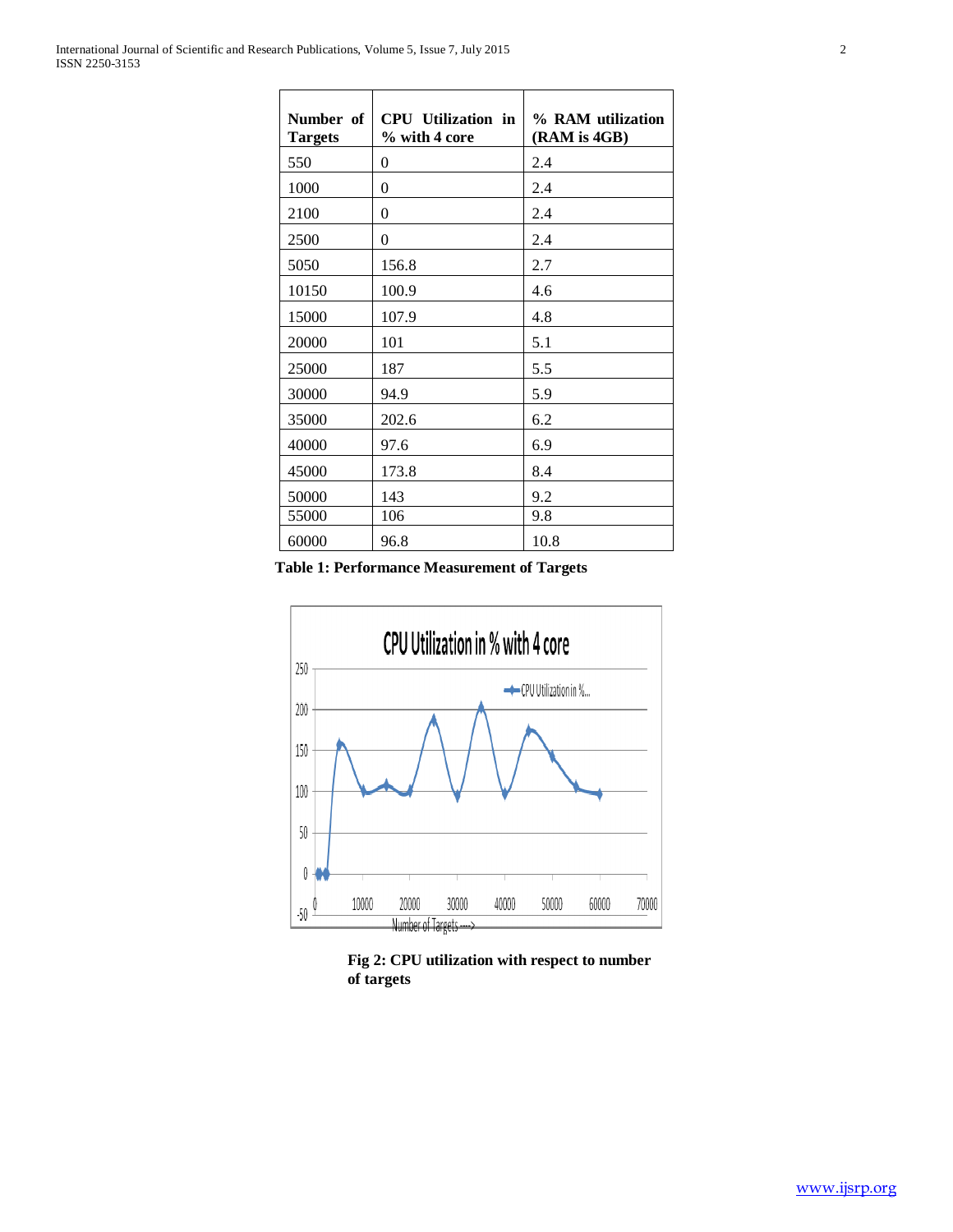| Number of Targets | CPU Utilization in % with 4 core | % RAM utilization (RAM is 4GB) |
|---|---|---|
| 550 | 0 | 2.4 |
| 1000 | 0 | 2.4 |
| 2100 | 0 | 2.4 |
| 2500 | 0 | 2.4 |
| 5050 | 156.8 | 2.7 |
| 10150 | 100.9 | 4.6 |
| 15000 | 107.9 | 4.8 |
| 20000 | 101 | 5.1 |
| 25000 | 187 | 5.5 |
| 30000 | 94.9 | 5.9 |
| 35000 | 202.6 | 6.2 |
| 40000 | 97.6 | 6.9 |
| 45000 | 173.8 | 8.4 |
| 50000 | 143 | 9.2 |
| 55000 | 106 | 9.8 |
| 60000 | 96.8 | 10.8 |

**Table 1: Performance Measurement of Targets**

**Fig 2: CPU utilization with respect to number of targets**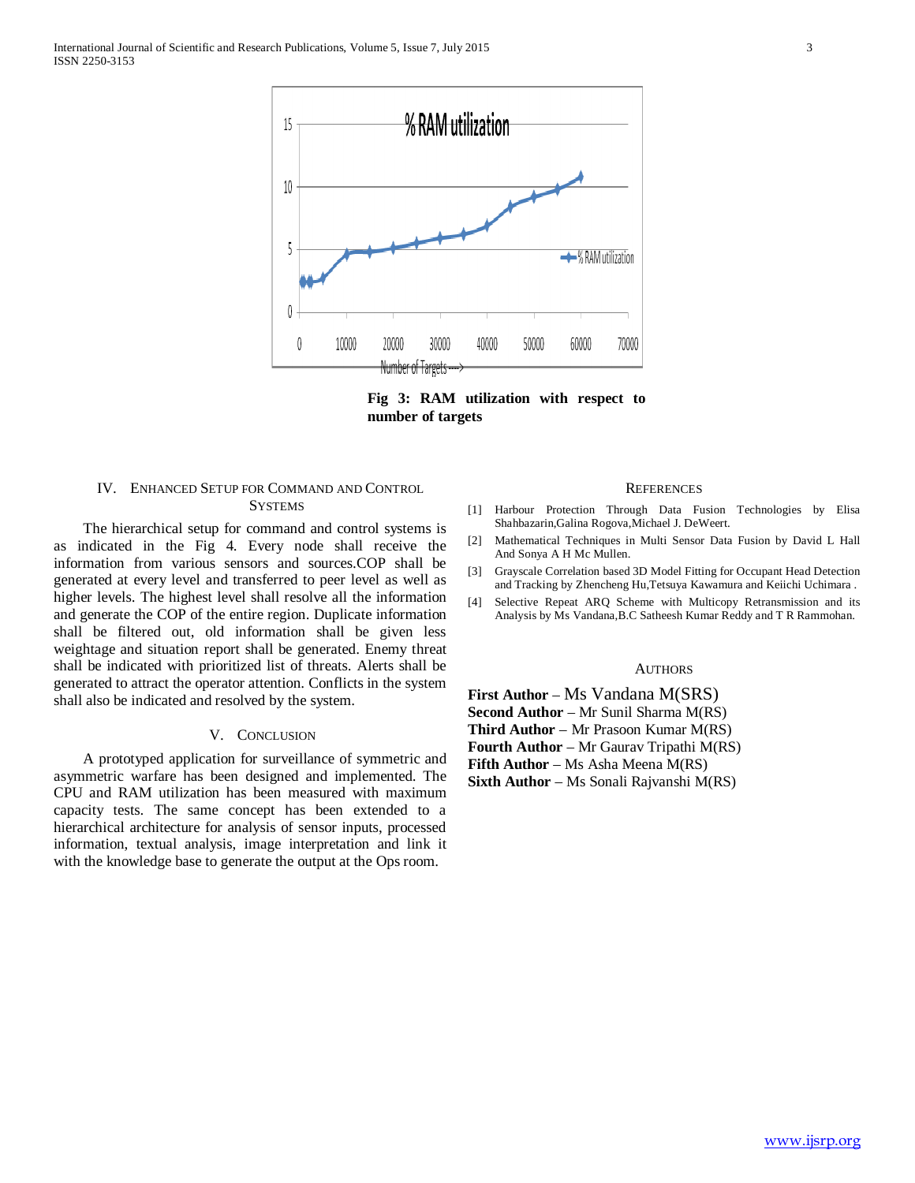% RAM utilization

15
10
5
0

0 10000 20000 30000 40000 50000 60000 70000

Number of Targets --->

% RAM utilization

**Fig 3: RAM utilization with respect to number of targets**

## IV. Enhanced Setup for Command and Control Systems

The hierarchical setup for command and control systems is as indicated in the Fig 4. Every node shall receive the information from various sensors and sources.COP shall be generated at every level and transferred to peer level as well as higher levels. The highest level shall resolve all the information and generate the COP of the entire region. Duplicate information shall be filtered out, old information shall be given less weightage and situation report shall be generated. Enemy threat shall be indicated with prioritized list of threats. Alerts shall be generated to attract the operator attention. Conflicts in the system shall also be indicated and resolved by the system.

## V. Conclusion

A prototyped application for surveillance of symmetric and asymmetric warfare has been designed and implemented. The CPU and RAM utilization has been measured with maximum capacity tests. The same concept has been extended to a hierarchical architecture for analysis of sensor inputs, processed information, textual analysis, image interpretation and link it with the knowledge base to generate the output at the Ops room.

## References

[1] Harbour Protection Through Data Fusion Technologies by Elisa Shahbazarin,Galina Rogova,Michael J. DeWeert.

[2] Mathematical Techniques in Multi Sensor Data Fusion by David L Hall And Sonya A H Mc Mullen.

[3] Grayscale Correlation based 3D Model Fitting for Occupant Head Detection and Tracking by Zhencheng Hu,Tetsuya Kawamura and Keiichi Uchimara .

[4] Selective Repeat ARQ Scheme with Multicopy Retransmission and its Analysis by Ms Vandana,B.C Satheesh Kumar Reddy and T R Rammohan.

## Authors

**First Author** – Ms Vandana M(SRS)
**Second Author** – Mr Sunil Sharma M(RS)
**Third Author** – Mr Prasoon Kumar M(RS)
**Fourth Author** – Mr Gaurav Tripathi M(RS)
**Fifth Author** – Ms Asha Meena M(RS)
**Sixth Author** – Ms Sonali Rajvanshi M(RS)